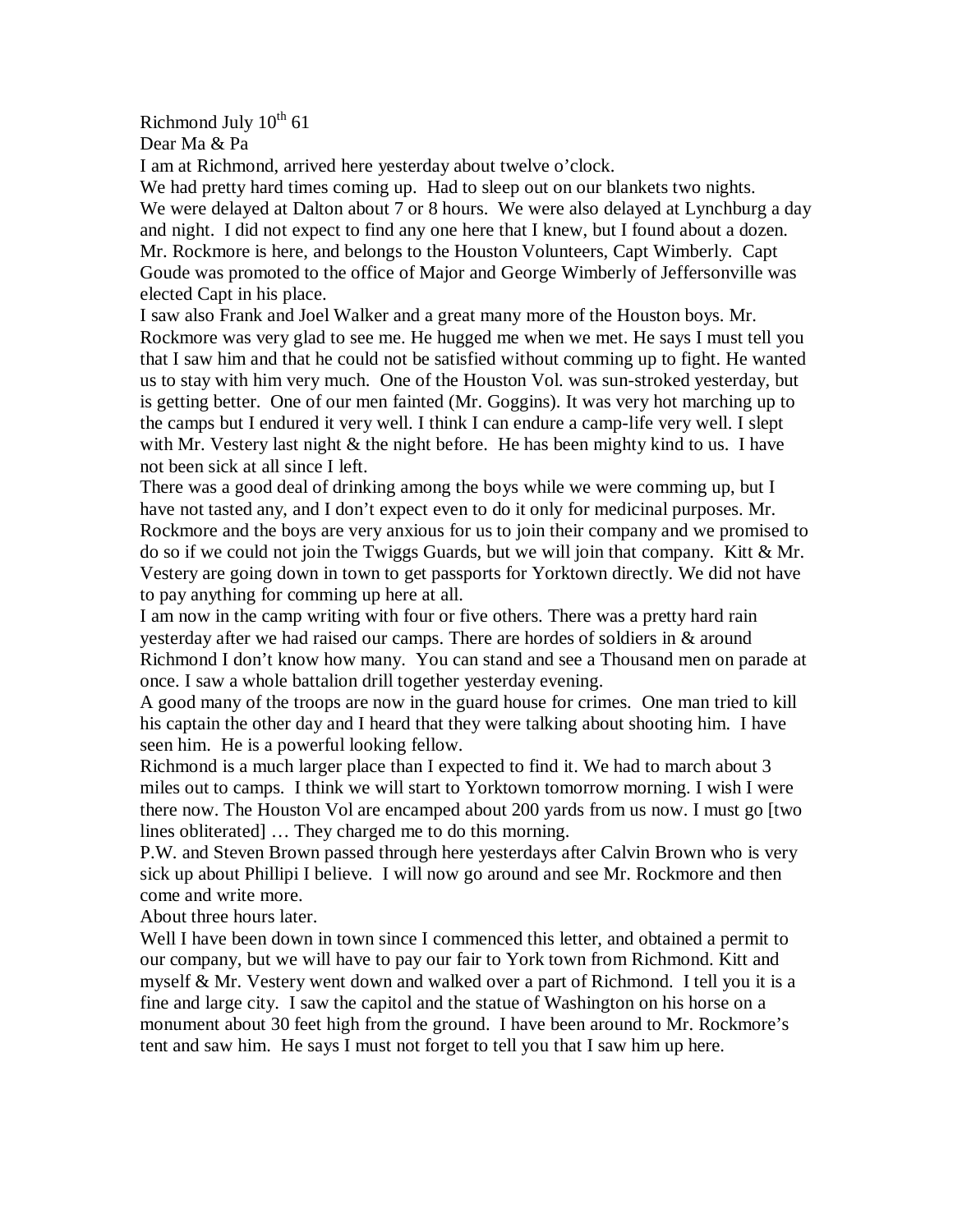Richmond July 10th 61

Dear Ma & Pa

I am at Richmond, arrived here yesterday about twelve o'clock.

We had pretty hard times coming up. Had to sleep out on our blankets two nights. We were delayed at Dalton about 7 or 8 hours. We were also delayed at Lynchburg a day and night. I did not expect to find any one here that I knew, but I found about a dozen. Mr. Rockmore is here, and belongs to the Houston Volunteers, Capt Wimberly. Capt Goude was promoted to the office of Major and George Wimberly of Jeffersonville was elected Capt in his place.

I saw also Frank and Joel Walker and a great many more of the Houston boys. Mr. Rockmore was very glad to see me. He hugged me when we met. He says I must tell you that I saw him and that he could not be satisfied without comming up to fight. He wanted us to stay with him very much. One of the Houston Vol. was sun-stroked yesterday, but is getting better. One of our men fainted (Mr. Goggins). It was very hot marching up to the camps but I endured it very well. I think I can endure a camp-life very well. I slept with Mr. Vestery last night & the night before. He has been mighty kind to us. I have not been sick at all since I left.

There was a good deal of drinking among the boys while we were comming up, but I have not tasted any, and I don't expect even to do it only for medicinal purposes. Mr. Rockmore and the boys are very anxious for us to join their company and we promised to do so if we could not join the Twiggs Guards, but we will join that company. Kitt & Mr. Vestery are going down in town to get passports for Yorktown directly. We did not have to pay anything for comming up here at all.

I am now in the camp writing with four or five others. There was a pretty hard rain yesterday after we had raised our camps. There are hordes of soldiers in & around Richmond I don't know how many. You can stand and see a Thousand men on parade at once. I saw a whole battalion drill together yesterday evening.

A good many of the troops are now in the guard house for crimes. One man tried to kill his captain the other day and I heard that they were talking about shooting him. I have seen him. He is a powerful looking fellow.

Richmond is a much larger place than I expected to find it. We had to march about 3 miles out to camps. I think we will start to Yorktown tomorrow morning. I wish I were there now. The Houston Vol are encamped about 200 yards from us now. I must go [two lines obliterated] … They charged me to do this morning.

P.W. and Steven Brown passed through here yesterdays after Calvin Brown who is very sick up about Phillipi I believe. I will now go around and see Mr. Rockmore and then come and write more.

About three hours later.

Well I have been down in town since I commenced this letter, and obtained a permit to our company, but we will have to pay our fair to York town from Richmond. Kitt and myself & Mr. Vestery went down and walked over a part of Richmond. I tell you it is a fine and large city. I saw the capitol and the statue of Washington on his horse on a monument about 30 feet high from the ground. I have been around to Mr. Rockmore's tent and saw him. He says I must not forget to tell you that I saw him up here.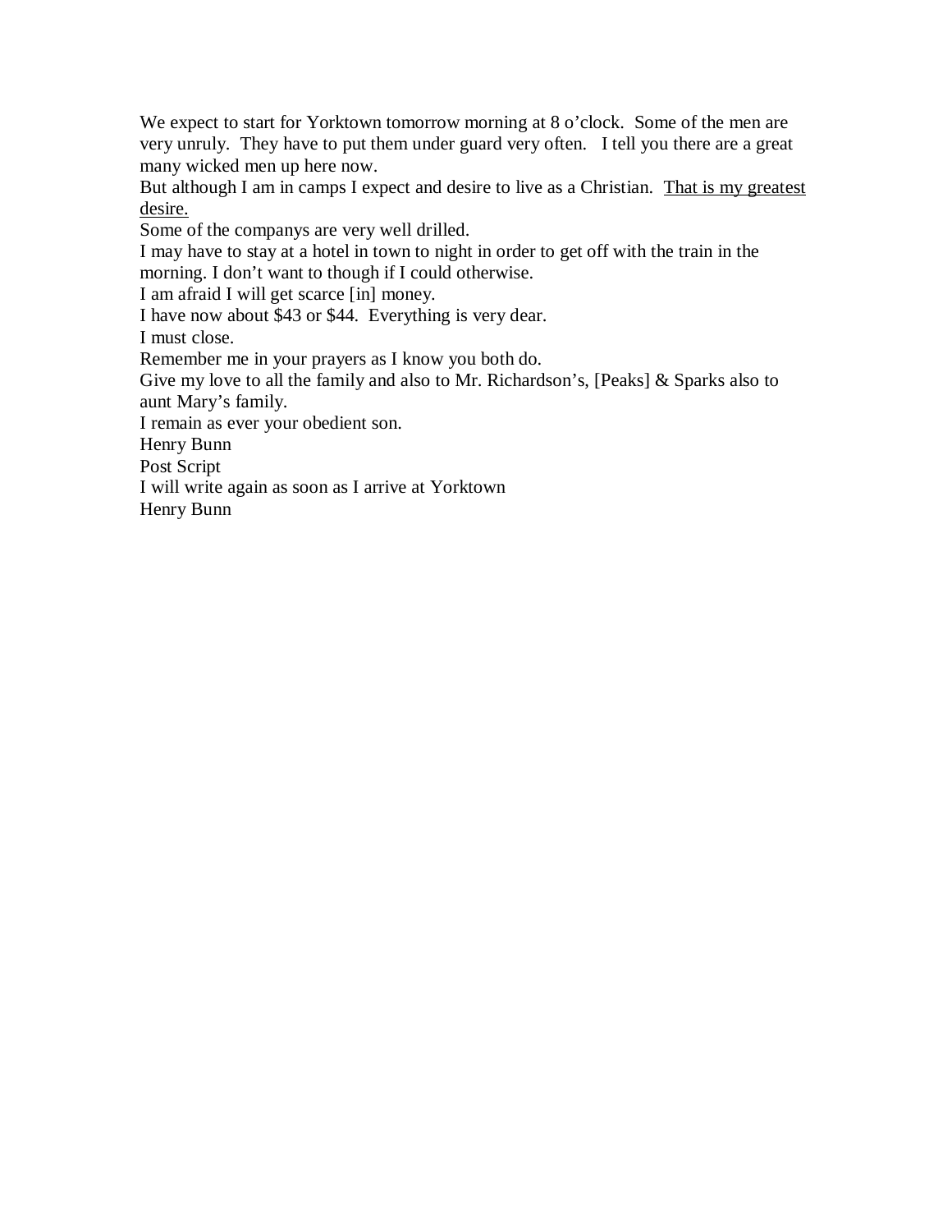We expect to start for Yorktown tomorrow morning at 8 o'clock. Some of the men are very unruly. They have to put them under guard very often. I tell you there are a great many wicked men up here now.

But although I am in camps I expect and desire to live as a Christian. <u>That is my greatest desire.</u>

Some of the companys are very well drilled.

I may have to stay at a hotel in town to night in order to get off with the train in the morning. I don't want to though if I could otherwise.

I am afraid I will get scarce [in] money.

I have now about $43 or $44. Everything is very dear.

I must close.

Remember me in your prayers as I know you both do.

Give my love to all the family and also to Mr. Richardson's, [Peaks] & Sparks also to aunt Mary's family.

I remain as ever your obedient son.

Henry Bunn

Post Script

I will write again as soon as I arrive at Yorktown

Henry Bunn